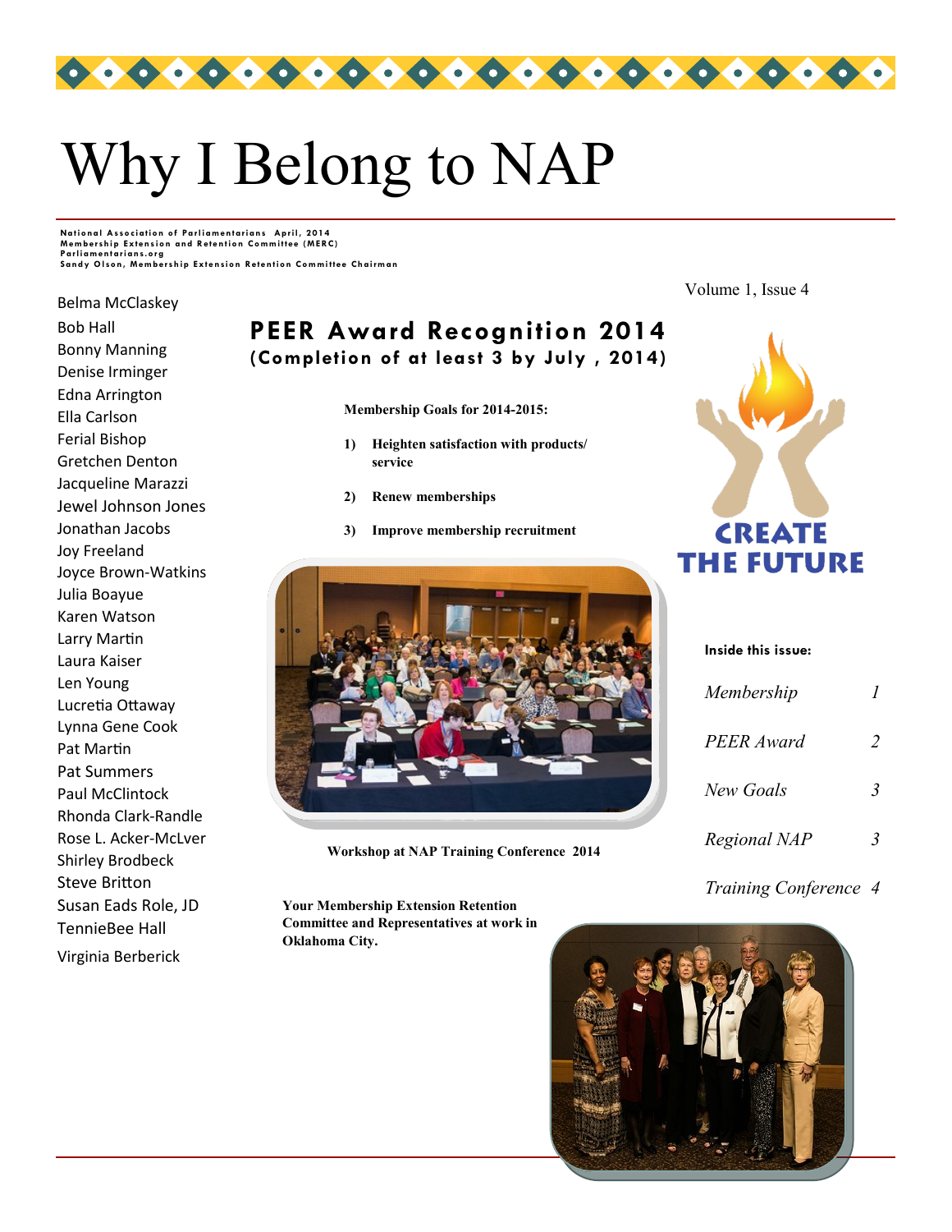# Why I Belong to NAP

**National Association of Parliamentarians April, 2014**
**Membership Extension and Retention Committee (MERC)**
**Parliamentarians.org**
**Sandy Olson, Membership Extension Retention Committee Chairman**

Volume 1, Issue 4

Belma McClaskey
Bob Hall
Bonny Manning
Denise Irminger
Edna Arrington
Ella Carlson
Ferial Bishop
Gretchen Denton
Jacqueline Marazzi
Jewel Johnson Jones
Jonathan Jacobs
Joy Freeland
Joyce Brown-Watkins
Julia Boayue
Karen Watson
Larry Martin
Laura Kaiser
Len Young
Lucretia Ottaway
Lynna Gene Cook
Pat Martin
Pat Summers
Paul McClintock
Rhonda Clark-Randle
Rose L. Acker-McLver
Shirley Brodbeck
Steve Britton
Susan Eads Role, JD
TennieBee Hall
Virginia Berberick

## PEER Award Recognition 2014
### (Completion of at least 3 by July , 2014)

**Membership Goals for 2014-2015:**

1) **Heighten satisfaction with products/ service**
2) **Renew memberships**
3) **Improve membership recruitment**

CREATE THE FUTURE

**Workshop at NAP Training Conference 2014**

**Your Membership Extension Retention Committee and Representatives at work in Oklahoma City.**

**Inside this issue:**

| | |
|---|---|
| *Membership* | *1* |
| *PEER Award* | *2* |
| *New Goals* | *3* |
| *Regional NAP* | *3* |
| *Training Conference* | *4* |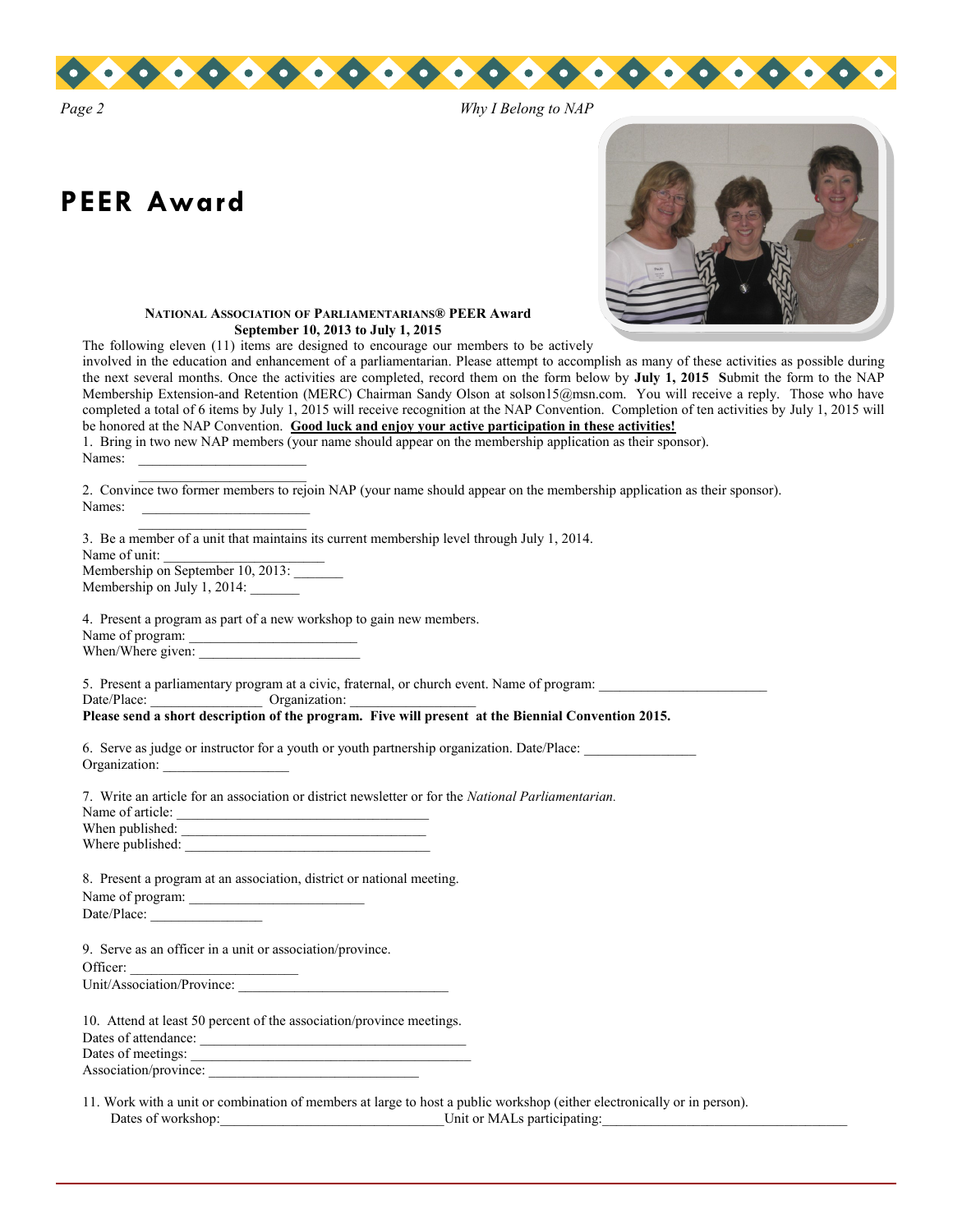# PEER Award

**NATIONAL ASSOCIATION OF PARLIAMENTARIANS® PEER Award**
**September 10, 2013 to July 1, 2015**

The following eleven (11) items are designed to encourage our members to be actively involved in the education and enhancement of a parliamentarian. Please attempt to accomplish as many of these activities as possible during the next several months. Once the activities are completed, record them on the form below by **July 1, 2015** **S**ubmit the form to the NAP Membership Extension-and Retention (MERC) Chairman Sandy Olson at solson15@msn.com. You will receive a reply. Those who have completed a total of 6 items by July 1, 2015 will receive recognition at the NAP Convention. Completion of ten activities by July 1, 2015 will be honored at the NAP Convention. **Good luck and enjoy your active participation in these activities!**

1. Bring in two new NAP members (your name should appear on the membership application as their sponsor).
Names: ________________________
________________________

2. Convince two former members to rejoin NAP (your name should appear on the membership application as their sponsor).
Names: ________________________
________________________

3. Be a member of a unit that maintains its current membership level through July 1, 2014.
Name of unit: ________________________
Membership on September 10, 2013: _______
Membership on July 1, 2014: _______

4. Present a program as part of a new workshop to gain new members.
Name of program: ________________________
When/Where given: ________________________

5. Present a parliamentary program at a civic, fraternal, or church event. Name of program: ________________________
Date/Place: ________________ Organization: __________________
**Please send a short description of the program. Five will present at the Biennial Convention 2015.**

6. Serve as judge or instructor for a youth or youth partnership organization. Date/Place: ________________
Organization: __________________

7. Write an article for an association or district newsletter or for the *National Parliamentarian.*
Name of article: ____________________________________
When published: ____________________________________
Where published: ____________________________________

8. Present a program at an association, district or national meeting.
Name of program: _________________________
Date/Place: ________________

9. Serve as an officer in a unit or association/province.
Officer: ________________________
Unit/Association/Province: ______________________________

10. Attend at least 50 percent of the association/province meetings.
Dates of attendance: ________________________________________
Dates of meetings: ________________________________________
Association/province: ______________________________

11. Work with a unit or combination of members at large to host a public workshop (either electronically or in person).
Dates of workshop:_______________________________Unit or MALs participating:___________________________________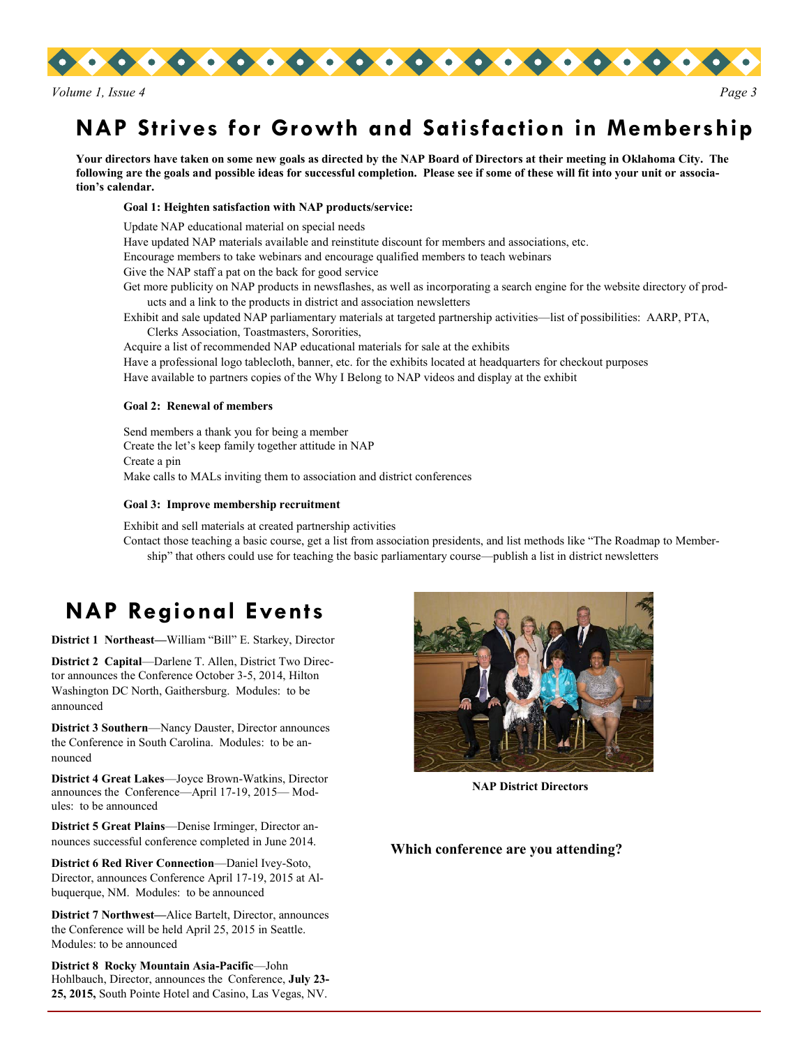# NAP Strives for Growth and Satisfaction in Membership

**Your directors have taken on some new goals as directed by the NAP Board of Directors at their meeting in Oklahoma City. The following are the goals and possible ideas for successful completion. Please see if some of these will fit into your unit or association's calendar.**

**Goal 1: Heighten satisfaction with NAP products/service:**

Update NAP educational material on special needs
Have updated NAP materials available and reinstitute discount for members and associations, etc.
Encourage members to take webinars and encourage qualified members to teach webinars
Give the NAP staff a pat on the back for good service
Get more publicity on NAP products in newsflashes, as well as incorporating a search engine for the website directory of products and a link to the products in district and association newsletters
Exhibit and sale updated NAP parliamentary materials at targeted partnership activities—list of possibilities: AARP, PTA, Clerks Association, Toastmasters, Sororities,
Acquire a list of recommended NAP educational materials for sale at the exhibits
Have a professional logo tablecloth, banner, etc. for the exhibits located at headquarters for checkout purposes
Have available to partners copies of the Why I Belong to NAP videos and display at the exhibit

**Goal 2: Renewal of members**

Send members a thank you for being a member
Create the let's keep family together attitude in NAP
Create a pin
Make calls to MALs inviting them to association and district conferences

**Goal 3: Improve membership recruitment**

Exhibit and sell materials at created partnership activities
Contact those teaching a basic course, get a list from association presidents, and list methods like "The Roadmap to Membership" that others could use for teaching the basic parliamentary course—publish a list in district newsletters

# NAP Regional Events

**District 1 Northeast—**William "Bill" E. Starkey, Director

**District 2 Capital**—Darlene T. Allen, District Two Director announces the Conference October 3-5, 2014, Hilton Washington DC North, Gaithersburg. Modules: to be announced

**District 3 Southern**—Nancy Dauster, Director announces the Conference in South Carolina. Modules: to be announced

**District 4 Great Lakes**—Joyce Brown-Watkins, Director announces the Conference—April 17-19, 2015— Modules: to be announced

**District 5 Great Plains**—Denise Irminger, Director announces successful conference completed in June 2014.

**District 6 Red River Connection**—Daniel Ivey-Soto, Director, announces Conference April 17-19, 2015 at Albuquerque, NM. Modules: to be announced

**District 7 Northwest—**Alice Bartelt, Director, announces the Conference will be held April 25, 2015 in Seattle. Modules: to be announced

**District 8 Rocky Mountain Asia-Pacific**—John Hohlbauch, Director, announces the Conference, **July 23-25, 2015,** South Pointe Hotel and Casino, Las Vegas, NV.

**NAP District Directors**

**Which conference are you attending?**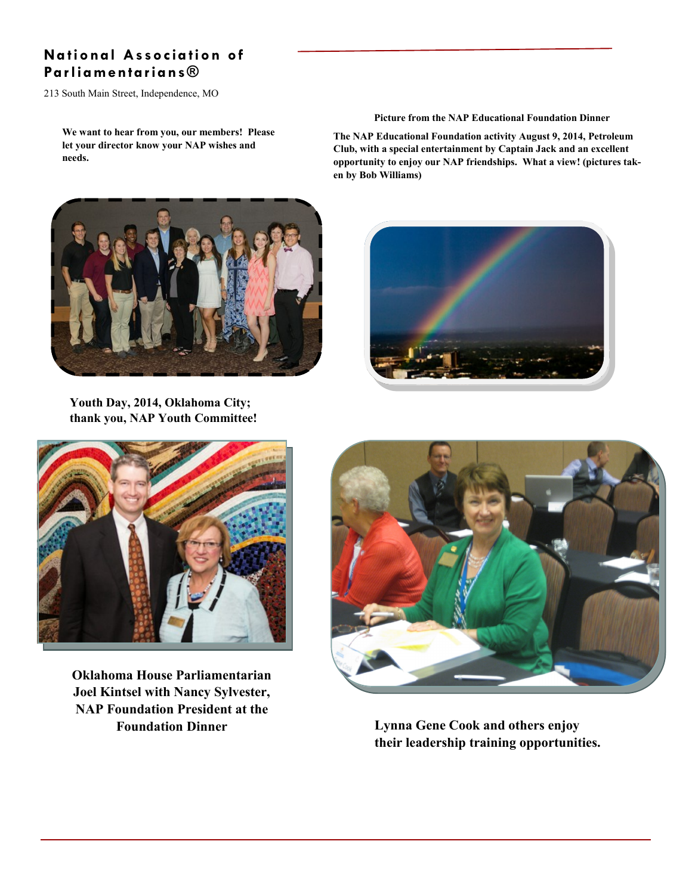**National Association of Parliamentarians®**

213 South Main Street, Independence, MO

**We want to hear from you, our members! Please let your director know your NAP wishes and needs.**

**Picture from the NAP Educational Foundation Dinner**

**The NAP Educational Foundation activity August 9, 2014, Petroleum Club, with a special entertainment by Captain Jack and an excellent opportunity to enjoy our NAP friendships. What a view! (pictures taken by Bob Williams)**

**Youth Day, 2014, Oklahoma City; thank you, NAP Youth Committee!**

**Oklahoma House Parliamentarian Joel Kintsel with Nancy Sylvester, NAP Foundation President at the Foundation Dinner**

**Lynna Gene Cook and others enjoy their leadership training opportunities.**